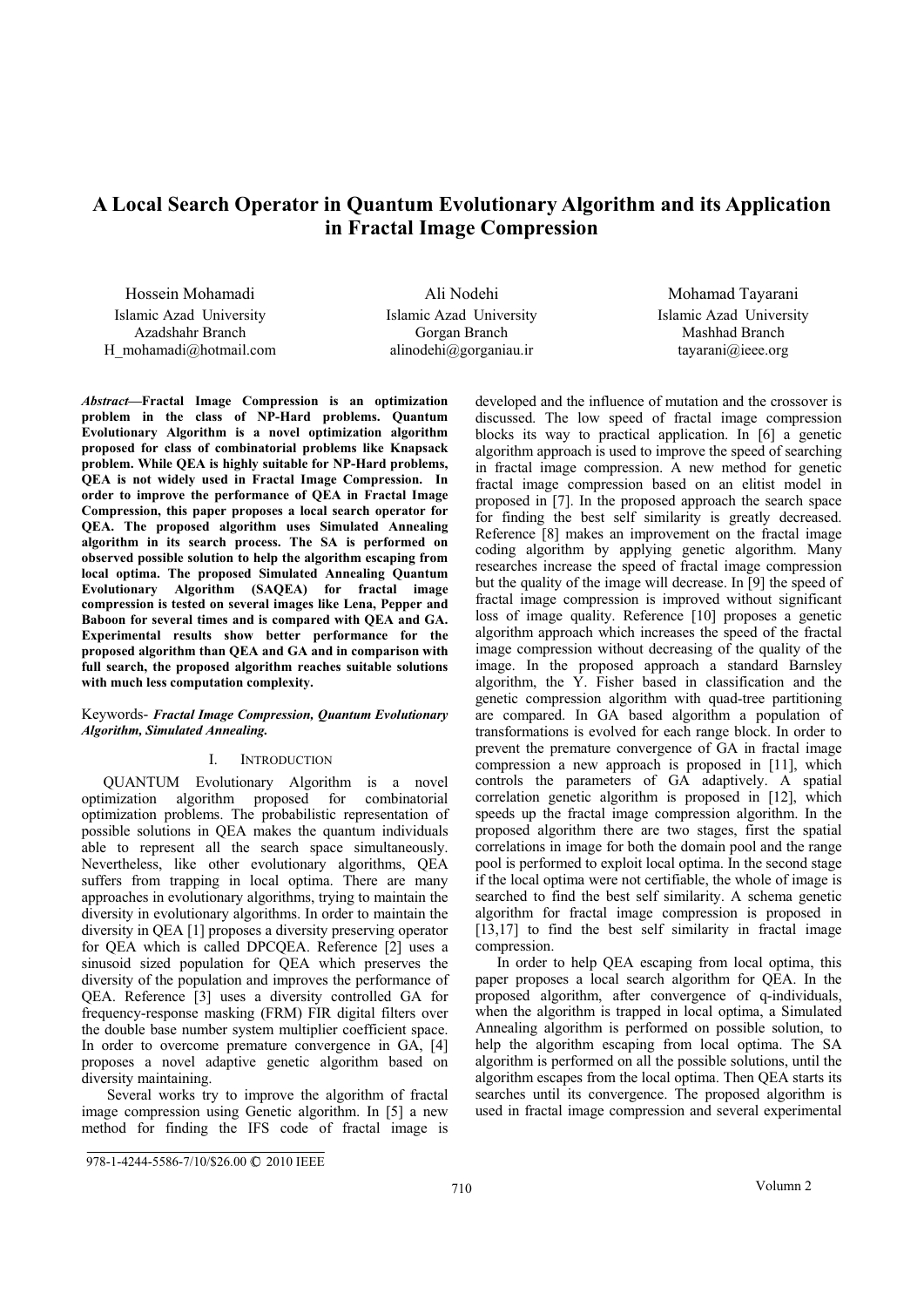# A Local Search Operator in Quantum Evolutionary Algorithm and its Application in Fractal Image Compression

Hossein Mohamadi
Islamic Azad University
Azadshahr Branch
H_mohamadi@hotmail.com

Ali Nodehi
Islamic Azad University
Gorgan Branch
alinodehi@gorganiau.ir

Mohamad Tayarani
Islamic Azad University
Mashhad Branch
tayarani@ieee.org

***Abstract*—Fractal Image Compression is an optimization problem in the class of NP-Hard problems. Quantum Evolutionary Algorithm is a novel optimization algorithm proposed for class of combinatorial problems like Knapsack problem. While QEA is highly suitable for NP-Hard problems, QEA is not widely used in Fractal Image Compression. In order to improve the performance of QEA in Fractal Image Compression, this paper proposes a local search operator for QEA. The proposed algorithm uses Simulated Annealing algorithm in its search process. The SA is performed on observed possible solution to help the algorithm escaping from local optima. The proposed Simulated Annealing Quantum Evolutionary Algorithm (SAQEA) for fractal image compression is tested on several images like Lena, Pepper and Baboon for several times and is compared with QEA and GA. Experimental results show better performance for the proposed algorithm than QEA and GA and in comparison with full search, the proposed algorithm reaches suitable solutions with much less computation complexity.**

Keywords- ***Fractal Image Compression, Quantum Evolutionary Algorithm, Simulated Annealing.***

## I. Introduction

QUANTUM Evolutionary Algorithm is a novel optimization algorithm proposed for combinatorial optimization problems. The probabilistic representation of possible solutions in QEA makes the quantum individuals able to represent all the search space simultaneously. Nevertheless, like other evolutionary algorithms, QEA suffers from trapping in local optima. There are many approaches in evolutionary algorithms, trying to maintain the diversity in evolutionary algorithms. In order to maintain the diversity in QEA [1] proposes a diversity preserving operator for QEA which is called DPCQEA. Reference [2] uses a sinusoid sized population for QEA which preserves the diversity of the population and improves the performance of QEA. Reference [3] uses a diversity controlled GA for frequency-response masking (FRM) FIR digital filters over the double base number system multiplier coefficient space. In order to overcome premature convergence in GA, [4] proposes a novel adaptive genetic algorithm based on diversity maintaining.

Several works try to improve the algorithm of fractal image compression using Genetic algorithm. In [5] a new method for finding the IFS code of fractal image is developed and the influence of mutation and the crossover is discussed. The low speed of fractal image compression blocks its way to practical application. In [6] a genetic algorithm approach is used to improve the speed of searching in fractal image compression. A new method for genetic fractal image compression based on an elitist model in proposed in [7]. In the proposed approach the search space for finding the best self similarity is greatly decreased. Reference [8] makes an improvement on the fractal image coding algorithm by applying genetic algorithm. Many researches increase the speed of fractal image compression but the quality of the image will decrease. In [9] the speed of fractal image compression is improved without significant loss of image quality. Reference [10] proposes a genetic algorithm approach which increases the speed of the fractal image compression without decreasing of the quality of the image. In the proposed approach a standard Barnsley algorithm, the Y. Fisher based in classification and the genetic compression algorithm with quad-tree partitioning are compared. In GA based algorithm a population of transformations is evolved for each range block. In order to prevent the premature convergence of GA in fractal image compression a new approach is proposed in [11], which controls the parameters of GA adaptively. A spatial correlation genetic algorithm is proposed in [12], which speeds up the fractal image compression algorithm. In the proposed algorithm there are two stages, first the spatial correlations in image for both the domain pool and the range pool is performed to exploit local optima. In the second stage if the local optima were not certifiable, the whole of image is searched to find the best self similarity. A schema genetic algorithm for fractal image compression is proposed in [13,17] to find the best self similarity in fractal image compression.

In order to help QEA escaping from local optima, this paper proposes a local search algorithm for QEA. In the proposed algorithm, after convergence of q-individuals, when the algorithm is trapped in local optima, a Simulated Annealing algorithm is performed on possible solution, to help the algorithm escaping from local optima. The SA algorithm is performed on all the possible solutions, until the algorithm escapes from the local optima. Then QEA starts its searches until its convergence. The proposed algorithm is used in fractal image compression and several experimental

978-1-4244-5586-7/10/$26.00 © 2010 IEEE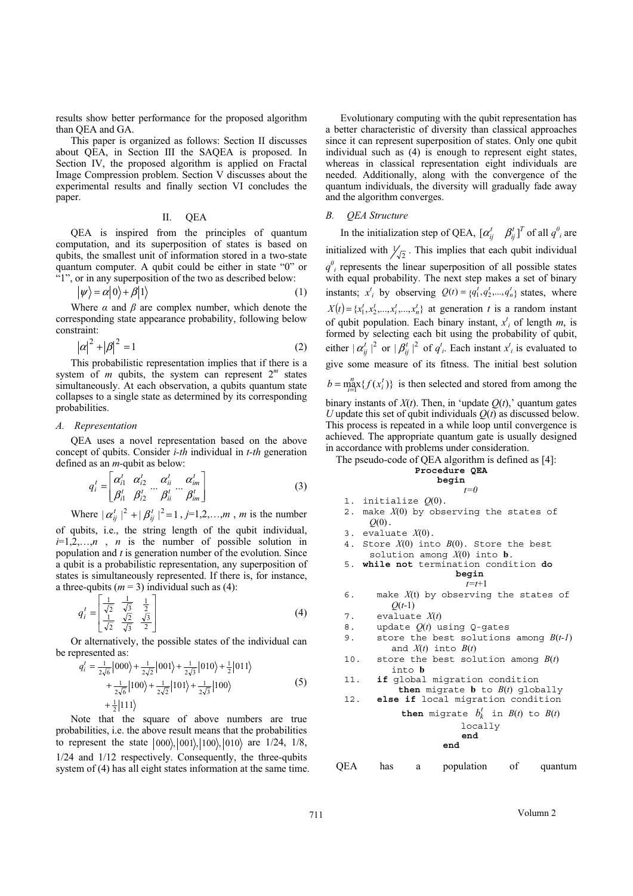results show better performance for the proposed algorithm than QEA and GA.

This paper is organized as follows: Section II discusses about QEA, in Section III the SAQEA is proposed. In Section IV, the proposed algorithm is applied on Fractal Image Compression problem. Section V discusses about the experimental results and finally section VI concludes the paper.

## II. QEA

QEA is inspired from the principles of quantum computation, and its superposition of states is based on qubits, the smallest unit of information stored in a two-state quantum computer. A qubit could be either in state "0" or "1", or in any superposition of the two as described below:

$$|\psi\rangle = \alpha|0\rangle + \beta|1\rangle \quad (1)$$

Where $\alpha$ and $\beta$ are complex number, which denote the corresponding state appearance probability, following below constraint:

$$|\alpha|^2 + |\beta|^2 = 1 \quad (2)$$

This probabilistic representation implies that if there is a system of $m$ qubits, the system can represent $2^m$ states simultaneously. At each observation, a qubits quantum state collapses to a single state as determined by its corresponding probabilities.

### A. Representation

QEA uses a novel representation based on the above concept of qubits. Consider *i-th* individual in *t-th* generation defined as an *m*-qubit as below:

$$q_i^t = \begin{bmatrix} \alpha_{i1}^t & \alpha_{i2}^t & \dots & \alpha_{ii}^t & \dots & \alpha_{im}^t \\ \beta_{i1}^t & \beta_{i2}^t & \dots & \beta_{ii}^t & \dots & \beta_{im}^t \end{bmatrix} \quad (3)$$

Where $|\alpha_{ij}^t|^2 + |\beta_{ij}^t|^2 = 1$, $j$=1,2,…,$m$ , $m$ is the number of qubits, i.e., the string length of the qubit individual, $i$=1,2,…,$n$ , $n$ is the number of possible solution in population and $t$ is generation number of the evolution. Since a qubit is a probabilistic representation, any superposition of states is simultaneously represented. If there is, for instance, a three-qubits ($m$ = 3) individual such as (4):

$$q_i^t = \begin{bmatrix} \frac{1}{\sqrt{2}} & \frac{1}{\sqrt{3}} & \frac{1}{2} \\ \frac{1}{\sqrt{2}} & \frac{\sqrt{2}}{\sqrt{3}} & \frac{\sqrt{3}}{2} \end{bmatrix} \quad (4)$$

Or alternatively, the possible states of the individual can be represented as:

$$\begin{aligned} q_i^t = & \tfrac{1}{2\sqrt{6}}|000\rangle + \tfrac{1}{2\sqrt{2}}|001\rangle + \tfrac{1}{2\sqrt{3}}|010\rangle + \tfrac{1}{2}|011\rangle \\ & + \tfrac{1}{2\sqrt{6}}|100\rangle + \tfrac{1}{2\sqrt{2}}|101\rangle + \tfrac{1}{2\sqrt{3}}|100\rangle \\ & + \tfrac{1}{2}|111\rangle \end{aligned} \quad (5)$$

Note that the square of above numbers are true probabilities, i.e. the above result means that the probabilities to represent the state $|000\rangle, |001\rangle, |100\rangle, |010\rangle$ are 1/24, 1/8, 1/24 and 1/12 respectively. Consequently, the three-qubits system of (4) has all eight states information at the same time.

Evolutionary computing with the qubit representation has a better characteristic of diversity than classical approaches since it can represent superposition of states. Only one qubit individual such as (4) is enough to represent eight states, whereas in classical representation eight individuals are needed. Additionally, along with the convergence of the quantum individuals, the diversity will gradually fade away and the algorithm converges.

### B. QEA Structure

In the initialization step of QEA, $[\alpha_{ij}^t \quad \beta_{ij}^t]^T$ of all $q^0_i$ are initialized with $1/\sqrt{2}$ . This implies that each qubit individual $q^0_i$ represents the linear superposition of all possible states with equal probability. The next step makes a set of binary instants; $x^t_i$ by observing $Q(t) = \{q_1^t, q_2^t, ..., q_n^t\}$ states, where $X(t) = \{x_1^t, x_2^t, ..., x_i^t, ..., x_n^t\}$ at generation $t$ is a random instant of qubit population. Each binary instant, $x^t_i$ of length $m$, is formed by selecting each bit using the probability of qubit, either $|\alpha_{ij}^t|^2$ or $|\beta_{ij}^t|^2$ of $q^t_i$. Each instant $x^t_i$ is evaluated to give some measure of its fitness. The initial best solution $b = \max_{i=1}^{n}\{f(x_i^t)\}$ is then selected and stored from among the binary instants of $X(t)$. Then, in 'update $Q(t)$,' quantum gates $U$ update this set of qubit individuals $Q(t)$ as discussed below. This process is repeated in a while loop until convergence is achieved. The appropriate quantum gate is usually designed in accordance with problems under consideration.

The pseudo-code of QEA algorithm is defined as [4]:

```
Procedure QEA
begin
    t=0
1.  initialize Q(0).
2.  make X(0) by observing the states of
    Q(0).
3.  evaluate X(0).
4.  Store X(0) into B(0). Store the best
    solution among X(0) into b.
5.  while not termination condition do
        begin
        t=t+1
6.      make X(t) by observing the states of
        Q(t-1)
7.      evaluate X(t)
8.      update Q(t) using Q-gates
9.      store the best solutions among B(t-1)
        and X(t) into B(t)
10.     store the best solution among B(t)
        into b
11.     if global migration condition
            then migrate b to B(t) globally
12.     else if local migration condition
            then migrate b_k^t in B(t) to B(t)
            locally
        end
end
```

QEA has a population of quantum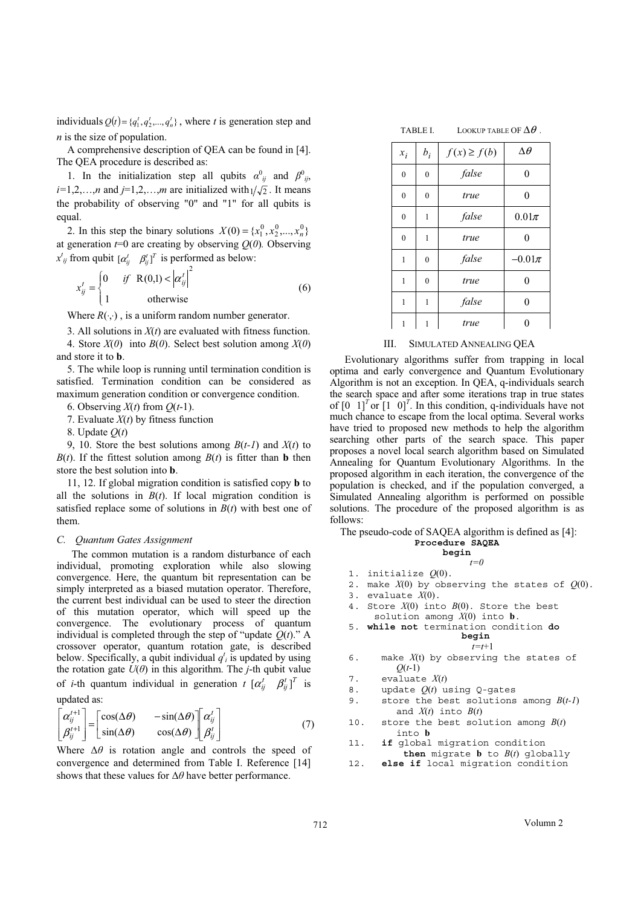individuals $Q(t)=\{q_1^t, q_2^t, ..., q_n^t\}$, where $t$ is generation step and $n$ is the size of population.

A comprehensive description of QEA can be found in [4]. The QEA procedure is described as:

1. In the initialization step all qubits $\alpha^0_{ij}$ and $\beta^0_{ij}$, $i$=1,2,…,$n$ and $j$=1,2,…,$m$ are initialized with $1/\sqrt{2}$. It means the probability of observing "0" and "1" for all qubits is equal.

2. In this step the binary solutions $X(0)=\{x_1^0, x_2^0, ..., x_n^0\}$ at generation $t$=0 are creating by observing $Q(0)$. Observing $x^t_{ij}$ from qubit $[\alpha^t_{ij} \quad \beta^t_{ij}]^T$ is performed as below:

$$x^t_{ij} = \begin{cases} 0 & if \quad R(0,1) < \left|\alpha^t_{ij}\right|^2 \\ 1 & \text{otherwise} \end{cases} \tag{6}$$

Where $R(\cdot,\cdot)$ , is a uniform random number generator.

3. All solutions in $X(t)$ are evaluated with fitness function.

4. Store $X(0)$ into $B(0)$. Select best solution among $X(0)$ and store it to **b**.

5. The while loop is running until termination condition is satisfied. Termination condition can be considered as maximum generation condition or convergence condition.

6. Observing $X(t)$ from $Q(t$-1).

7. Evaluate $X(t)$ by fitness function

8. Update $Q(t)$

9, 10. Store the best solutions among $B(t$-$1)$ and $X(t)$ to $B(t)$. If the fittest solution among $B(t)$ is fitter than **b** then store the best solution into **b**.

11, 12. If global migration condition is satisfied copy **b** to all the solutions in $B(t)$. If local migration condition is satisfied replace some of solutions in $B(t)$ with best one of them.

### C. Quantum Gates Assignment

The common mutation is a random disturbance of each individual, promoting exploration while also slowing convergence. Here, the quantum bit representation can be simply interpreted as a biased mutation operator. Therefore, the current best individual can be used to steer the direction of this mutation operator, which will speed up the convergence. The evolutionary process of quantum individual is completed through the step of "update $Q(t)$." A crossover operator, quantum rotation gate, is described below. Specifically, a qubit individual $q^t_i$ is updated by using the rotation gate $U(\theta)$ in this algorithm. The $j$-th qubit value of $i$-th quantum individual in generation $t$ $[\alpha^t_{ij} \quad \beta^t_{ij}]^T$ is updated as:

$$\begin{bmatrix} \alpha^{t+1}_{ij} \\ \beta^{t+1}_{ij} \end{bmatrix} = \begin{bmatrix} \cos(\Delta\theta) & -\sin(\Delta\theta) \\ \sin(\Delta\theta) & \cos(\Delta\theta) \end{bmatrix} \begin{bmatrix} \alpha^t_{ij} \\ \beta^t_{ij} \end{bmatrix} \tag{7}$$

Where $\Delta\theta$ is rotation angle and controls the speed of convergence and determined from Table I. Reference [14] shows that these values for $\Delta\theta$ have better performance.

TABLE I. LOOKUP TABLE OF $\Delta\theta$.

| $x_i$ | $b_i$ | $f(x) \geq f(b)$ | $\Delta\theta$ |
|---|---|---|---|
| 0 | 0 | *false* | 0 |
| 0 | 0 | *true* | 0 |
| 0 | 1 | *false* | $0.01\pi$ |
| 0 | 1 | *true* | 0 |
| 1 | 0 | *false* | $-0.01\pi$ |
| 1 | 0 | *true* | 0 |
| 1 | 1 | *false* | 0 |
| 1 | 1 | *true* | 0 |

## III. SIMULATED ANNEALING QEA

Evolutionary algorithms suffer from trapping in local optima and early convergence and Quantum Evolutionary Algorithm is not an exception. In QEA, q-individuals search the search space and after some iterations trap in true states of $[0 \quad 1]^T$ or $[1 \quad 0]^T$. In this condition, q-individuals have not much chance to escape from the local optima. Several works have tried to proposed new methods to help the algorithm searching other parts of the search space. This paper proposes a novel local search algorithm based on Simulated Annealing for Quantum Evolutionary Algorithms. In the proposed algorithm in each iteration, the convergence of the population is checked, and if the population converged, a Simulated Annealing algorithm is performed on possible solutions. The procedure of the proposed algorithm is as follows:

The pseudo-code of SAQEA algorithm is defined as [4]:

```
Procedure SAQEA
begin
t=0
1.  initialize Q(0).
2.  make X(0) by observing the states of Q(0).
3.  evaluate X(0).
4.  Store X(0) into B(0). Store the best
      solution among X(0) into b.
5.  while not termination condition do
        begin
        t=t+1
6.      make X(t) by observing the states of
          Q(t-1)
7.      evaluate X(t)
8.      update Q(t) using Q-gates
9.      store the best solutions among B(t-1)
          and X(t) into B(t)
10.     store the best solution among B(t)
          into b
11.     if global migration condition
            then migrate b to B(t) globally
12.     else if local migration condition
```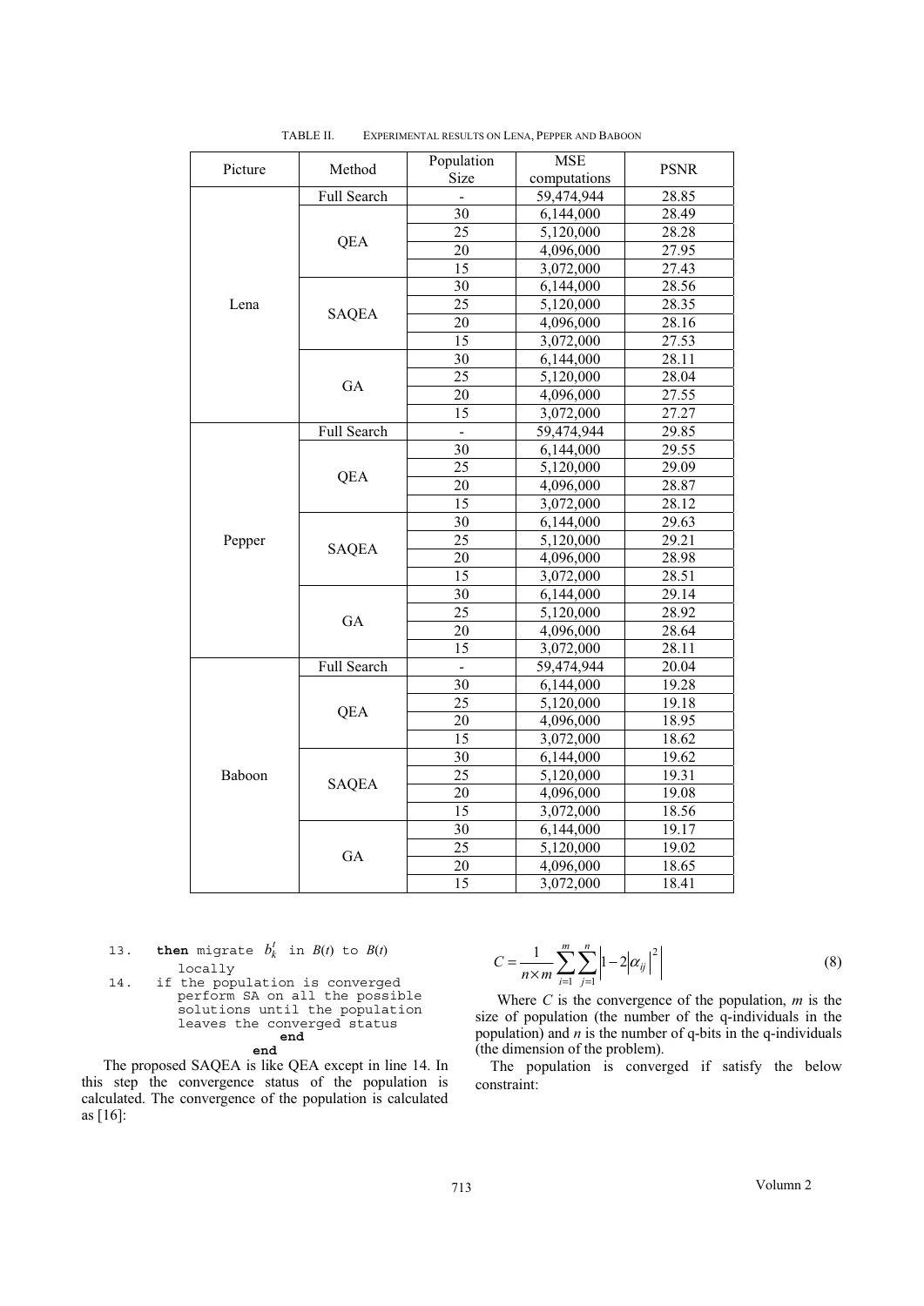TABLE II. EXPERIMENTAL RESULTS ON LENA, PEPPER AND BABOON

| Picture | Method | Population Size | MSE computations | PSNR |
|---|---|---|---|---|
| Lena | Full Search | - | 59,474,944 | 28.85 |
| | QEA | 30 | 6,144,000 | 28.49 |
| | | 25 | 5,120,000 | 28.28 |
| | | 20 | 4,096,000 | 27.95 |
| | | 15 | 3,072,000 | 27.43 |
| | SAQEA | 30 | 6,144,000 | 28.56 |
| | | 25 | 5,120,000 | 28.35 |
| | | 20 | 4,096,000 | 28.16 |
| | | 15 | 3,072,000 | 27.53 |
| | GA | 30 | 6,144,000 | 28.11 |
| | | 25 | 5,120,000 | 28.04 |
| | | 20 | 4,096,000 | 27.55 |
| | | 15 | 3,072,000 | 27.27 |
| Pepper | Full Search | - | 59,474,944 | 29.85 |
| | QEA | 30 | 6,144,000 | 29.55 |
| | | 25 | 5,120,000 | 29.09 |
| | | 20 | 4,096,000 | 28.87 |
| | | 15 | 3,072,000 | 28.12 |
| | SAQEA | 30 | 6,144,000 | 29.63 |
| | | 25 | 5,120,000 | 29.21 |
| | | 20 | 4,096,000 | 28.98 |
| | | 15 | 3,072,000 | 28.51 |
| | GA | 30 | 6,144,000 | 29.14 |
| | | 25 | 5,120,000 | 28.92 |
| | | 20 | 4,096,000 | 28.64 |
| | | 15 | 3,072,000 | 28.11 |
| Baboon | Full Search | - | 59,474,944 | 20.04 |
| | QEA | 30 | 6,144,000 | 19.28 |
| | | 25 | 5,120,000 | 19.18 |
| | | 20 | 4,096,000 | 18.95 |
| | | 15 | 3,072,000 | 18.62 |
| | SAQEA | 30 | 6,144,000 | 19.62 |
| | | 25 | 5,120,000 | 19.31 |
| | | 20 | 4,096,000 | 19.08 |
| | | 15 | 3,072,000 | 18.56 |
| | GA | 30 | 6,144,000 | 19.17 |
| | | 25 | 5,120,000 | 19.02 |
| | | 20 | 4,096,000 | 18.65 |
| | | 15 | 3,072,000 | 18.41 |

```
13.    then migrate b_k^t in B(t) to B(t)
         locally
14.    if the population is converged
         perform SA on all the possible
         solutions until the population
         leaves the converged status
                  end
              end
```

The proposed SAQEA is like QEA except in line 14. In this step the convergence status of the population is calculated. The convergence of the population is calculated as [16]:

$$C = \frac{1}{n \times m} \sum_{i=1}^{m} \sum_{j=1}^{n} \left| 1 - 2 \left| \alpha_{ij} \right|^2 \right| \tag{8}$$

Where $C$ is the convergence of the population, $m$ is the size of population (the number of the q-individuals in the population) and $n$ is the number of q-bits in the q-individuals (the dimension of the problem).

The population is converged if satisfy the below constraint: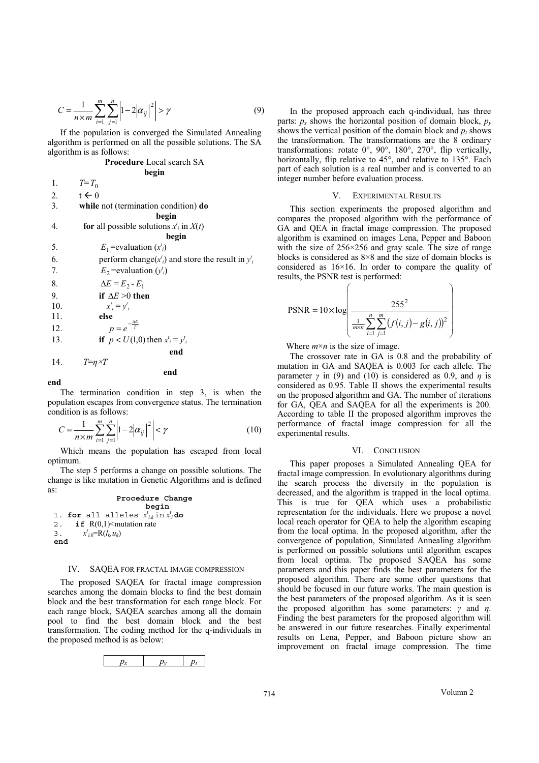$$C = \frac{1}{n \times m} \sum_{i=1}^{m} \sum_{j=1}^{n} \left| 1 - 2|\alpha_{ij}|^2 \right| > \gamma \tag{9}$$

If the population is converged the Simulated Annealing algorithm is performed on all the possible solutions. The SA algorithm is as follows:

```
Procedure Local search SA
begin
1.   T = T_0
2.   t ← 0
3.   while not (termination condition) do
     begin
4.     for all possible solutions x^t_i in X(t)
       begin
5.       E_1 = evaluation (x^t_i)
6.       perform change(x^t_i) and store the result in y^t_i
7.       E_2 = evaluation (y^t_i)
8.       ΔE = E_2 - E_1
9.       if ΔE > 0 then
10.        x^t_i = y^t_i
11.      else
12.        p = e^(-ΔE/T)
13.      if p < U(1,0) then x^t_i = y^t_i
       end
14.    T = η×T
     end
end
```

The termination condition in step 3, is when the population escapes from convergence status. The termination condition is as follows:

$$C = \frac{1}{n \times m} \sum_{i=1}^{m} \sum_{j=1}^{n} \left| 1 - 2|\alpha_{ij}|^2 \right| < \gamma \tag{10}$$

Which means the population has escaped from local optimum.

The step 5 performs a change on possible solutions. The change is like mutation in Genetic Algorithms and is defined as:

```
Procedure Change
begin
1. for all alleles x^t_{i,k} in x^t_i do
2.   if R(0,1)<mutation rate
3.     x^t_{i,k}=R(l_k,u_k)
end
```

## IV. SAQEA FOR FRACTAL IMAGE COMPRESSION

The proposed SAQEA for fractal image compression searches among the domain blocks to find the best domain block and the best transformation for each range block. For each range block, SAQEA searches among all the domain pool to find the best domain block and the best transformation. The coding method for the q-individuals in the proposed method is as below:

| $p_x$ | $p_y$ | $p_t$ |
|---|---|---|

In the proposed approach each q-individual, has three parts: $p_x$ shows the horizontal position of domain block, $p_y$ shows the vertical position of the domain block and $p_t$ shows the transformation. The transformations are the 8 ordinary transformations: rotate 0°, 90°, 180°, 270°, flip vertically, horizontally, flip relative to 45°, and relative to 135°. Each part of each solution is a real number and is converted to an integer number before evaluation process.

## V. EXPERIMENTAL RESULTS

This section experiments the proposed algorithm and compares the proposed algorithm with the performance of GA and QEA in fractal image compression. The proposed algorithm is examined on images Lena, Pepper and Baboon with the size of 256×256 and gray scale. The size of range blocks is considered as 8×8 and the size of domain blocks is considered as 16×16. In order to compare the quality of results, the PSNR test is performed:

$$\text{PSNR} = 10 \times \log \left( \frac{255^2}{\frac{1}{m \times n} \sum_{i=1}^{n} \sum_{j=1}^{m} \left( f(i,j) - g(i,j) \right)^2} \right)$$

Where $m \times n$ is the size of image.

The crossover rate in GA is 0.8 and the probability of mutation in GA and SAQEA is 0.003 for each allele. The parameter $\gamma$ in (9) and (10) is considered as 0.9, and $\eta$ is considered as 0.95. Table II shows the experimental results on the proposed algorithm and GA. The number of iterations for GA, QEA and SAQEA for all the experiments is 200. According to table II the proposed algorithm improves the performance of fractal image compression for all the experimental results.

## VI. CONCLUSION

This paper proposes a Simulated Annealing QEA for fractal image compression. In evolutionary algorithms during the search process the diversity in the population is decreased, and the algorithm is trapped in the local optima. This is true for QEA which uses a probabilistic representation for the individuals. Here we propose a novel local reach operator for QEA to help the algorithm escaping from the local optima. In the proposed algorithm, after the convergence of population, Simulated Annealing algorithm is performed on possible solutions until algorithm escapes from local optima. The proposed SAQEA has some parameters and this paper finds the best parameters for the proposed algorithm. There are some other questions that should be focused in our future works. The main question is the best parameters of the proposed algorithm. As it is seen the proposed algorithm has some parameters: $\gamma$ and $\eta$. Finding the best parameters for the proposed algorithm will be answered in our future researches. Finally experimental results on Lena, Pepper, and Baboon picture show an improvement on fractal image compression. The time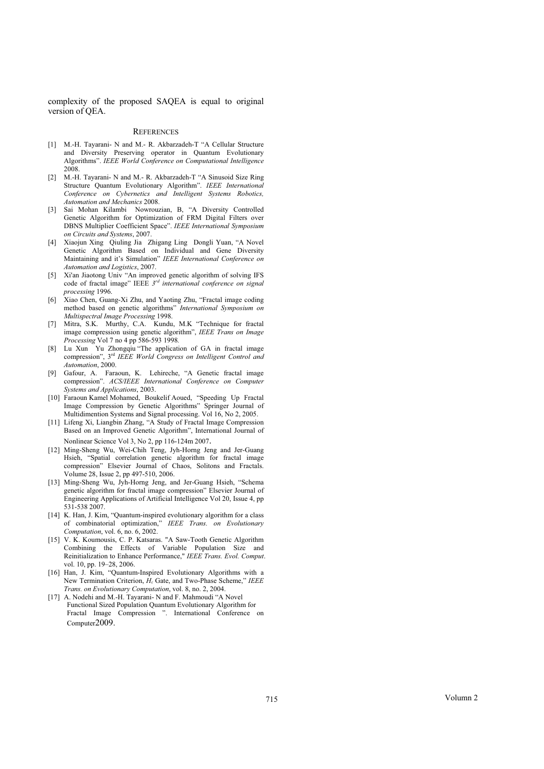complexity of the proposed SAQEA is equal to original version of QEA.

## References

[1] M.-H. Tayarani- N and M.- R. Akbarzadeh-T "A Cellular Structure and Diversity Preserving operator in Quantum Evolutionary Algorithms". *IEEE World Conference on Computational Intelligence* 2008.

[2] M.-H. Tayarani- N and M.- R. Akbarzadeh-T "A Sinusoid Size Ring Structure Quantum Evolutionary Algorithm". *IEEE International Conference on Cybernetics and Intelligent Systems Robotics, Automation and Mechanics* 2008.

[3] Sai Mohan Kilambi Nowrouzian, B, "A Diversity Controlled Genetic Algorithm for Optimization of FRM Digital Filters over DBNS Multiplier Coefficient Space". *IEEE International Symposium on Circuits and Systems*, 2007.

[4] Xiaojun Xing Qiuling Jia Zhigang Ling Dongli Yuan, "A Novel Genetic Algorithm Based on Individual and Gene Diversity Maintaining and it's Simulation" *IEEE International Conference on Automation and Logistics*, 2007.

[5] Xi'an Jiaotong Univ "An improved genetic algorithm of solving IFS code of fractal image" IEEE *3rd international conference on signal processing* 1996.

[6] Xiao Chen, Guang-Xi Zhu, and Yaoting Zhu, "Fractal image coding method based on genetic algorithms" *International Symposium on Multispectral Image Processing* 1998.

[7] Mitra, S.K. Murthy, C.A. Kundu, M.K "Technique for fractal image compression using genetic algorithm", *IEEE Trans on Image Processing* Vol 7 no 4 pp 586-593 1998.

[8] Lu Xun Yu Zhongqiu "The application of GA in fractal image compression", 3rd *IEEE World Congress on Intelligent Control and Automation*, 2000.

[9] Gafour, A. Faraoun, K. Lehireche, "A Genetic fractal image compression". *ACS/IEEE International Conference on Computer Systems and Applications*, 2003.

[10] Faraoun Kamel Mohamed, Boukelif Aoued, "Speeding Up Fractal Image Compression by Genetic Algorithms" Springer Journal of Multidimention Systems and Signal processing. Vol 16, No 2, 2005.

[11] Lifeng Xi, Liangbin Zhang, "A Study of Fractal Image Compression Based on an Improved Genetic Algorithm", International Journal of Nonlinear Science Vol 3, No 2, pp 116-124m 2007.

[12] Ming-Sheng Wu, Wei-Chih Teng, Jyh-Horng Jeng and Jer-Guang Hsieh, "Spatial correlation genetic algorithm for fractal image compression" Elsevier Journal of Chaos, Solitons and Fractals. Volume 28, Issue 2, pp 497-510, 2006.

[13] Ming-Sheng Wu, Jyh-Horng Jeng, and Jer-Guang Hsieh, "Schema genetic algorithm for fractal image compression" Elsevier Journal of Engineering Applications of Artificial Intelligence Vol 20, Issue 4, pp 531-538 2007.

[14] K. Han, J. Kim, "Quantum-inspired evolutionary algorithm for a class of combinatorial optimization," *IEEE Trans. on Evolutionary Computation*, vol. 6, no. 6, 2002.

[15] V. K. Koumousis, C. P. Katsaras. "A Saw-Tooth Genetic Algorithm Combining the Effects of Variable Population Size and Reinitialization to Enhance Performance," *IEEE Trans. Evol. Comput*. vol. 10, pp. 19–28, 2006.

[16] Han, J. Kim, "Quantum-Inspired Evolutionary Algorithms with a New Termination Criterion, $H_\varepsilon$ Gate, and Two-Phase Scheme," *IEEE Trans. on Evolutionary Computation*, vol. 8, no. 2, 2004.

[17] A. Nodehi and M.-H. Tayarani- N and F. Mahmoudi "A Novel Functional Sized Population Quantum Evolutionary Algorithm for Fractal Image Compression ". International Conference on Computer2009.